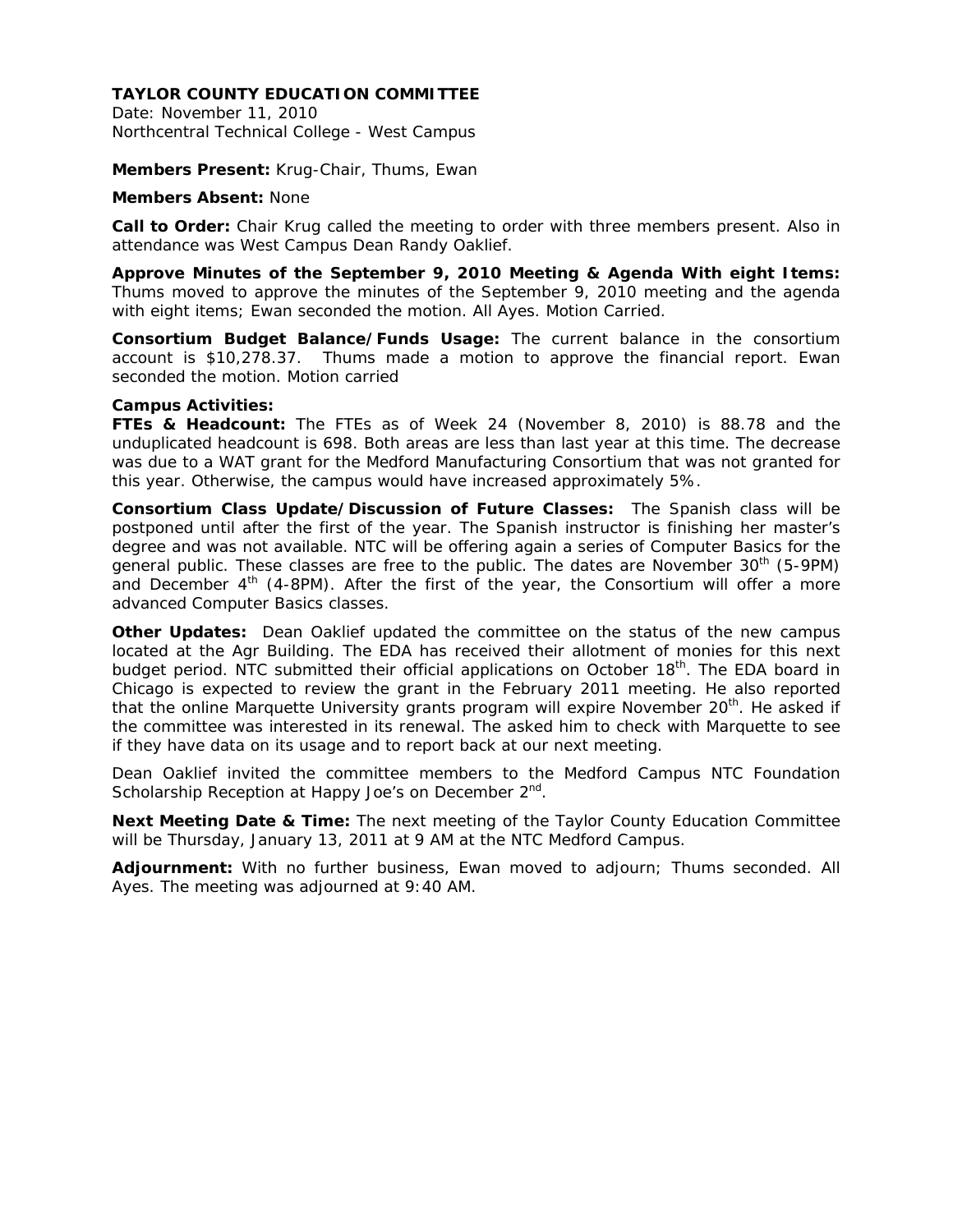**TAYLOR COUNTY EDUCATION COMMITTEE**
Date: November 11, 2010
Northcentral Technical College - West Campus

**Members Present:** Krug-Chair, Thums, Ewan

**Members Absent:** None

**Call to Order:** Chair Krug called the meeting to order with three members present. Also in attendance was West Campus Dean Randy Oaklief.

**Approve Minutes of the September 9, 2010 Meeting & Agenda With eight Items:** Thums moved to approve the minutes of the September 9, 2010 meeting and the agenda with eight items; Ewan seconded the motion. All Ayes. Motion Carried.

**Consortium Budget Balance/Funds Usage:** The current balance in the consortium account is $10,278.37. Thums made a motion to approve the financial report. Ewan seconded the motion. Motion carried

**Campus Activities:**
**FTEs & Headcount:** The FTEs as of Week 24 (November 8, 2010) is 88.78 and the unduplicated headcount is 698. Both areas are less than last year at this time. The decrease was due to a WAT grant for the Medford Manufacturing Consortium that was not granted for this year. Otherwise, the campus would have increased approximately 5%.

**Consortium Class Update/Discussion of Future Classes:** The Spanish class will be postponed until after the first of the year. The Spanish instructor is finishing her master's degree and was not available. NTC will be offering again a series of Computer Basics for the general public. These classes are free to the public. The dates are November 30th (5-9PM) and December 4th (4-8PM). After the first of the year, the Consortium will offer a more advanced Computer Basics classes.

**Other Updates:** Dean Oaklief updated the committee on the status of the new campus located at the Agr Building. The EDA has received their allotment of monies for this next budget period. NTC submitted their official applications on October 18th. The EDA board in Chicago is expected to review the grant in the February 2011 meeting. He also reported that the online Marquette University grants program will expire November 20th. He asked if the committee was interested in its renewal. The asked him to check with Marquette to see if they have data on its usage and to report back at our next meeting.

Dean Oaklief invited the committee members to the Medford Campus NTC Foundation Scholarship Reception at Happy Joe's on December 2nd.

**Next Meeting Date & Time:** The next meeting of the Taylor County Education Committee will be Thursday, January 13, 2011 at 9 AM at the NTC Medford Campus.

**Adjournment:** With no further business, Ewan moved to adjourn; Thums seconded. All Ayes. The meeting was adjourned at 9:40 AM.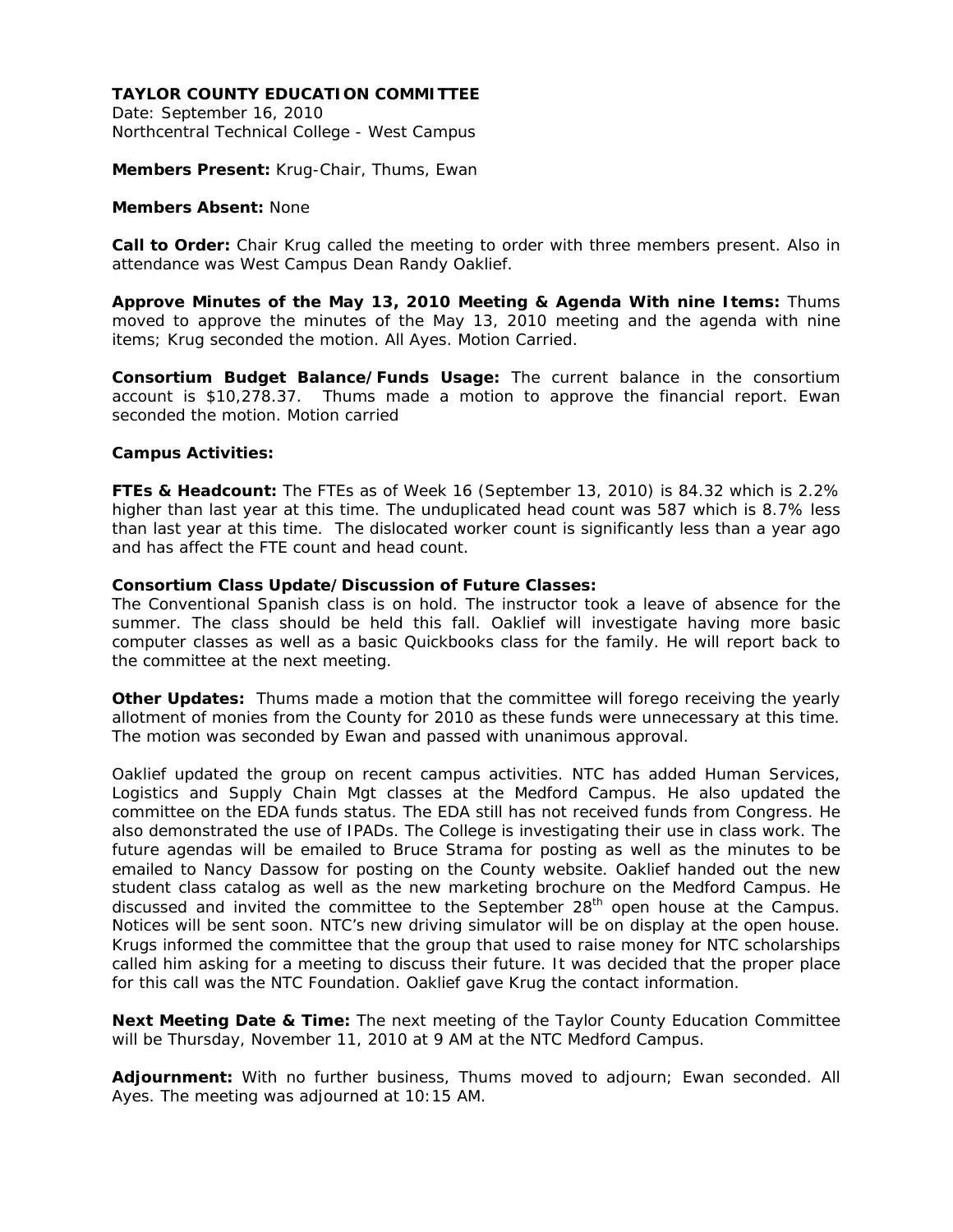**TAYLOR COUNTY EDUCATION COMMITTEE**
Date: September 16, 2010
Northcentral Technical College - West Campus

**Members Present:** Krug-Chair, Thums, Ewan

**Members Absent:** None

**Call to Order:** Chair Krug called the meeting to order with three members present. Also in attendance was West Campus Dean Randy Oaklief.

**Approve Minutes of the May 13, 2010 Meeting & Agenda With nine Items:** Thums moved to approve the minutes of the May 13, 2010 meeting and the agenda with nine items; Krug seconded the motion. All Ayes. Motion Carried.

**Consortium Budget Balance/Funds Usage:** The current balance in the consortium account is $10,278.37. Thums made a motion to approve the financial report. Ewan seconded the motion. Motion carried

**Campus Activities:**

**FTEs & Headcount:** The FTEs as of Week 16 (September 13, 2010) is 84.32 which is 2.2% higher than last year at this time. The unduplicated head count was 587 which is 8.7% less than last year at this time. The dislocated worker count is significantly less than a year ago and has affect the FTE count and head count.

**Consortium Class Update/Discussion of Future Classes:**
The Conventional Spanish class is on hold. The instructor took a leave of absence for the summer. The class should be held this fall. Oaklief will investigate having more basic computer classes as well as a basic Quickbooks class for the family. He will report back to the committee at the next meeting.

**Other Updates:** Thums made a motion that the committee will forego receiving the yearly allotment of monies from the County for 2010 as these funds were unnecessary at this time. The motion was seconded by Ewan and passed with unanimous approval.

Oaklief updated the group on recent campus activities. NTC has added Human Services, Logistics and Supply Chain Mgt classes at the Medford Campus. He also updated the committee on the EDA funds status. The EDA still has not received funds from Congress. He also demonstrated the use of IPADs. The College is investigating their use in class work. The future agendas will be emailed to Bruce Strama for posting as well as the minutes to be emailed to Nancy Dassow for posting on the County website. Oaklief handed out the new student class catalog as well as the new marketing brochure on the Medford Campus. He discussed and invited the committee to the September 28th open house at the Campus. Notices will be sent soon. NTC's new driving simulator will be on display at the open house. Krugs informed the committee that the group that used to raise money for NTC scholarships called him asking for a meeting to discuss their future. It was decided that the proper place for this call was the NTC Foundation. Oaklief gave Krug the contact information.

**Next Meeting Date & Time:** The next meeting of the Taylor County Education Committee will be Thursday, November 11, 2010 at 9 AM at the NTC Medford Campus.

**Adjournment:** With no further business, Thums moved to adjourn; Ewan seconded. All Ayes. The meeting was adjourned at 10:15 AM.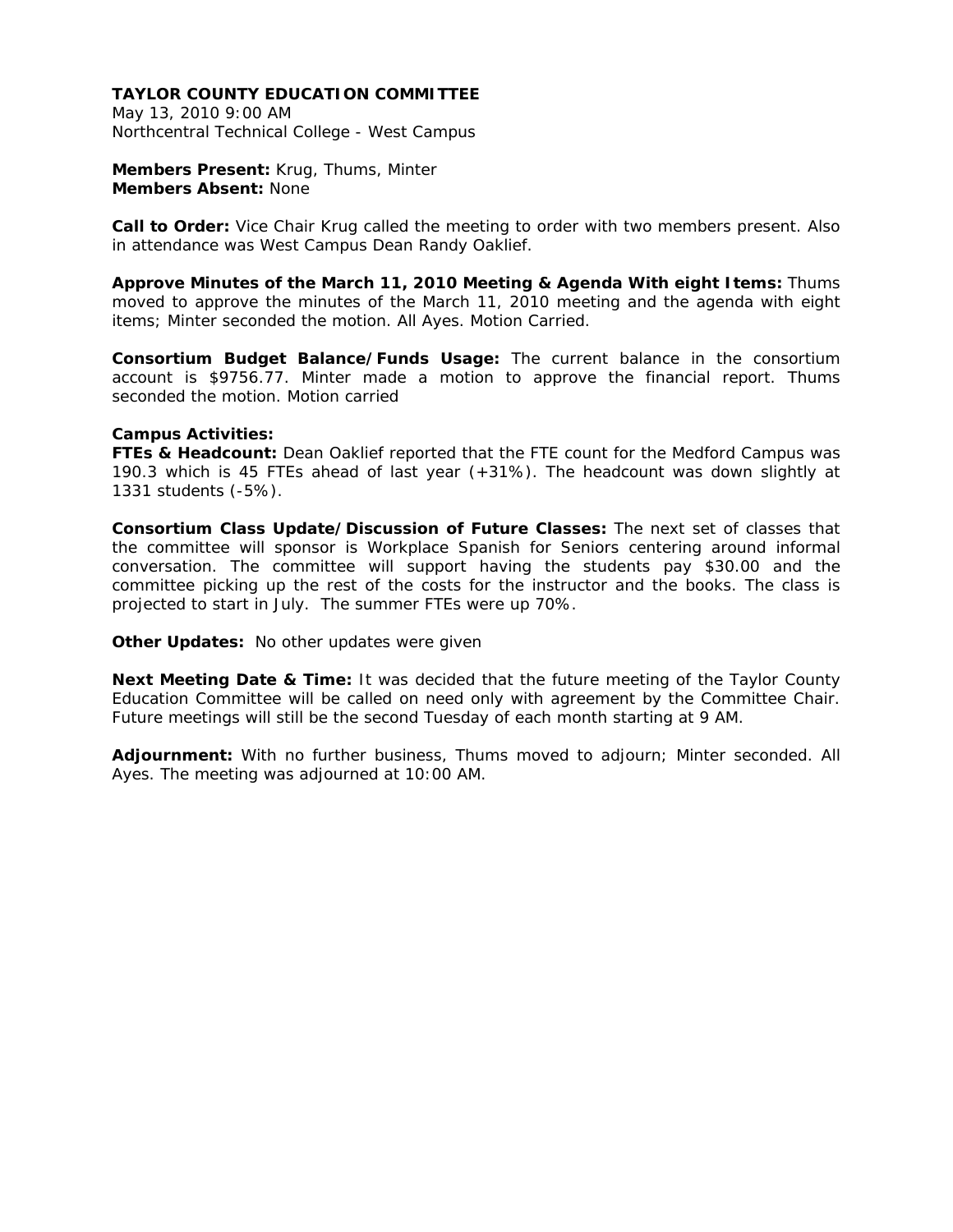**TAYLOR COUNTY EDUCATION COMMITTEE**
May 13, 2010 9:00 AM
Northcentral Technical College - West Campus

**Members Present:** Krug, Thums, Minter
**Members Absent:** None

**Call to Order:** Vice Chair Krug called the meeting to order with two members present. Also in attendance was West Campus Dean Randy Oaklief.

**Approve Minutes of the March 11, 2010 Meeting & Agenda With eight Items:** Thums moved to approve the minutes of the March 11, 2010 meeting and the agenda with eight items; Minter seconded the motion. All Ayes. Motion Carried.

**Consortium Budget Balance/Funds Usage:** The current balance in the consortium account is $9756.77. Minter made a motion to approve the financial report. Thums seconded the motion. Motion carried

**Campus Activities:**
**FTEs & Headcount:** Dean Oaklief reported that the FTE count for the Medford Campus was 190.3 which is 45 FTEs ahead of last year (+31%). The headcount was down slightly at 1331 students (-5%).

**Consortium Class Update/Discussion of Future Classes:** The next set of classes that the committee will sponsor is Workplace Spanish for Seniors centering around informal conversation. The committee will support having the students pay $30.00 and the committee picking up the rest of the costs for the instructor and the books. The class is projected to start in July. The summer FTEs were up 70%.

**Other Updates:** No other updates were given

**Next Meeting Date & Time:** It was decided that the future meeting of the Taylor County Education Committee will be called on need only with agreement by the Committee Chair. Future meetings will still be the second Tuesday of each month starting at 9 AM.

**Adjournment:** With no further business, Thums moved to adjourn; Minter seconded. All Ayes. The meeting was adjourned at 10:00 AM.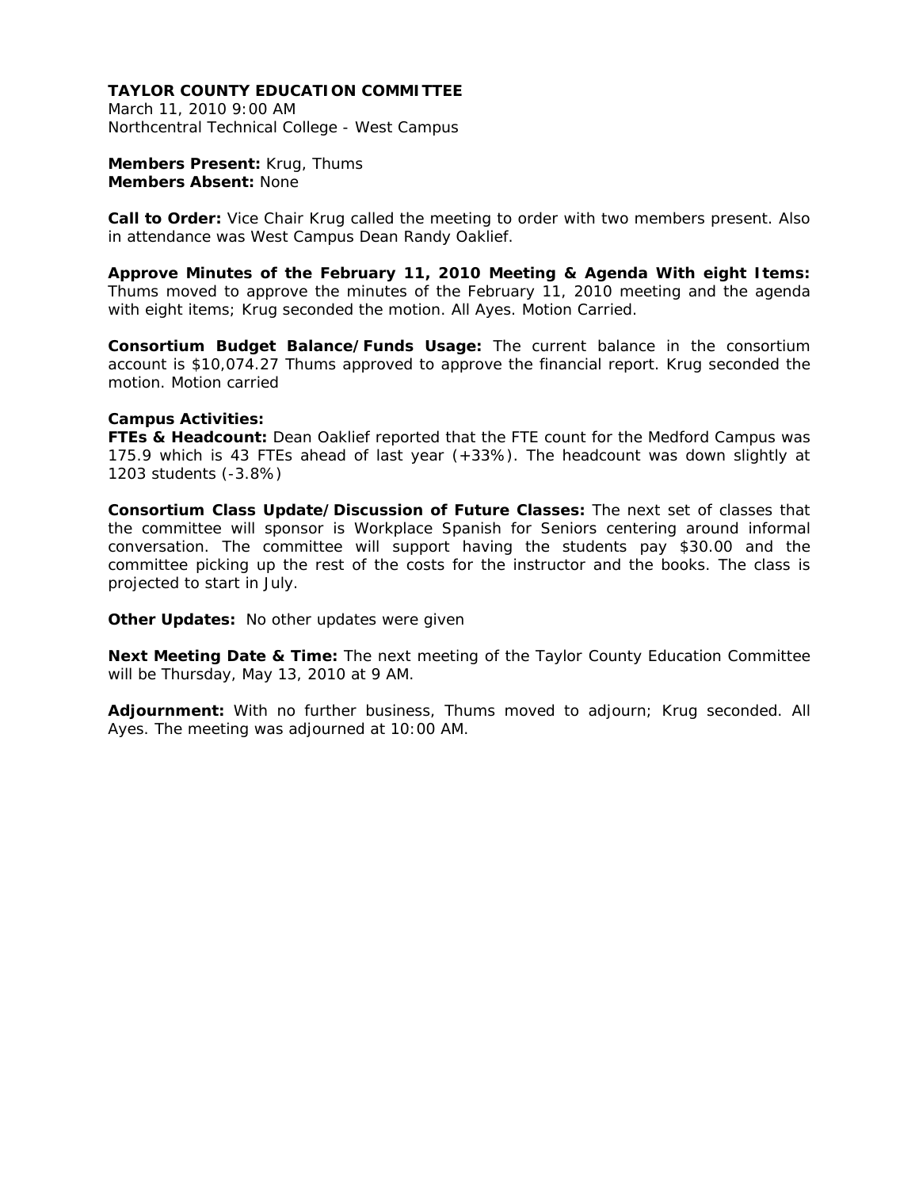**TAYLOR COUNTY EDUCATION COMMITTEE**
March 11, 2010 9:00 AM
Northcentral Technical College - West Campus

**Members Present:** Krug, Thums
**Members Absent:** None

**Call to Order:** Vice Chair Krug called the meeting to order with two members present. Also in attendance was West Campus Dean Randy Oaklief.

**Approve Minutes of the February 11, 2010 Meeting & Agenda With eight Items:** Thums moved to approve the minutes of the February 11, 2010 meeting and the agenda with eight items; Krug seconded the motion. All Ayes. Motion Carried.

**Consortium Budget Balance/Funds Usage:** The current balance in the consortium account is $10,074.27 Thums approved to approve the financial report. Krug seconded the motion. Motion carried

**Campus Activities:**
**FTEs & Headcount:** Dean Oaklief reported that the FTE count for the Medford Campus was 175.9 which is 43 FTEs ahead of last year (+33%). The headcount was down slightly at 1203 students (-3.8%)

**Consortium Class Update/Discussion of Future Classes:** The next set of classes that the committee will sponsor is Workplace Spanish for Seniors centering around informal conversation. The committee will support having the students pay $30.00 and the committee picking up the rest of the costs for the instructor and the books. The class is projected to start in July.

**Other Updates:** No other updates were given

**Next Meeting Date & Time:** The next meeting of the Taylor County Education Committee will be Thursday, May 13, 2010 at 9 AM.

**Adjournment:** With no further business, Thums moved to adjourn; Krug seconded. All Ayes. The meeting was adjourned at 10:00 AM.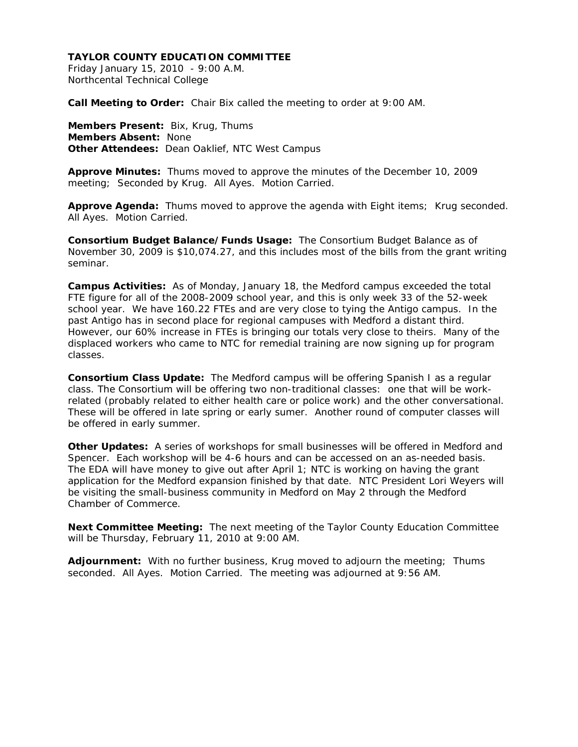**TAYLOR COUNTY EDUCATION COMMITTEE**
Friday January 15, 2010 - 9:00 A.M.
Northcental Technical College

**Call Meeting to Order:** Chair Bix called the meeting to order at 9:00 AM.

**Members Present:** Bix, Krug, Thums
**Members Absent:** None
**Other Attendees:** Dean Oaklief, NTC West Campus

**Approve Minutes:** Thums moved to approve the minutes of the December 10, 2009 meeting; Seconded by Krug. All Ayes. Motion Carried.

**Approve Agenda:** Thums moved to approve the agenda with Eight items; Krug seconded. All Ayes. Motion Carried.

**Consortium Budget Balance/Funds Usage:** The Consortium Budget Balance as of November 30, 2009 is $10,074.27, and this includes most of the bills from the grant writing seminar.

**Campus Activities:** As of Monday, January 18, the Medford campus exceeded the total FTE figure for all of the 2008-2009 school year, and this is only week 33 of the 52-week school year. We have 160.22 FTEs and are very close to tying the Antigo campus. In the past Antigo has in second place for regional campuses with Medford a distant third. However, our 60% increase in FTEs is bringing our totals very close to theirs. Many of the displaced workers who came to NTC for remedial training are now signing up for program classes.

**Consortium Class Update:** The Medford campus will be offering Spanish I as a regular class. The Consortium will be offering two non-traditional classes: one that will be work-related (probably related to either health care or police work) and the other conversational. These will be offered in late spring or early sumer. Another round of computer classes will be offered in early summer.

**Other Updates:** A series of workshops for small businesses will be offered in Medford and Spencer. Each workshop will be 4-6 hours and can be accessed on an as-needed basis. The EDA will have money to give out after April 1; NTC is working on having the grant application for the Medford expansion finished by that date. NTC President Lori Weyers will be visiting the small-business community in Medford on May 2 through the Medford Chamber of Commerce.

**Next Committee Meeting:** The next meeting of the Taylor County Education Committee will be Thursday, February 11, 2010 at 9:00 AM.

**Adjournment:** With no further business, Krug moved to adjourn the meeting; Thums seconded. All Ayes. Motion Carried. The meeting was adjourned at 9:56 AM.